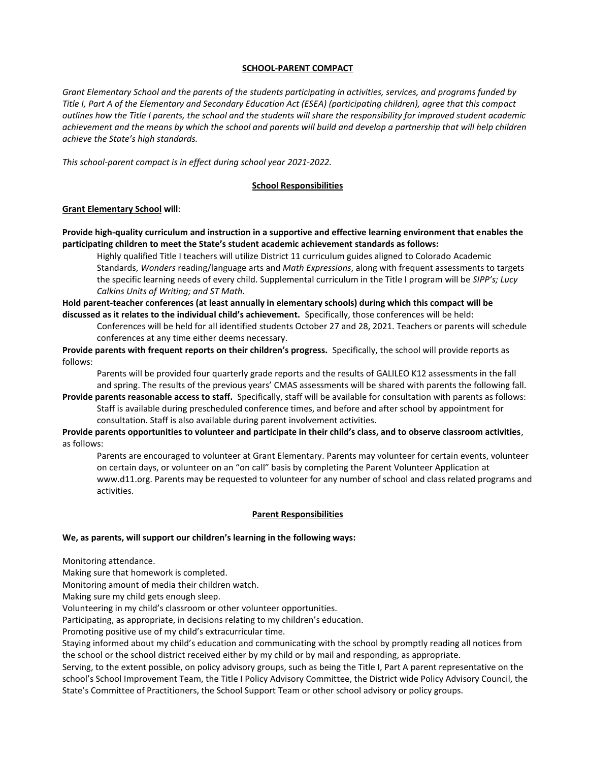## SCHOOL-PARENT COMPACT

*Grant Elementary School and the parents of the students participating in activities, services, and programs funded by Title I, Part A of the Elementary and Secondary Education Act (ESEA) (participating children), agree that this compact outlines how the Title I parents, the school and the students will share the responsibility for improved student academic achievement and the means by which the school and parents will build and develop a partnership that will help children achieve the State's high standards.*

*This school-parent compact is in effect during school year 2021-2022.*

### School Responsibilities

**Grant Elementary School will**:

**Provide high-quality curriculum and instruction in a supportive and effective learning environment that enables the participating children to meet the State's student academic achievement standards as follows:**

Highly qualified Title I teachers will utilize District 11 curriculum guides aligned to Colorado Academic Standards, *Wonders* reading/language arts and *Math Expressions*, along with frequent assessments to targets the specific learning needs of every child. Supplemental curriculum in the Title I program will be *SIPP's; Lucy Calkins Units of Writing; and ST Math.*

**Hold parent-teacher conferences (at least annually in elementary schools) during which this compact will be discussed as it relates to the individual child's achievement.** Specifically, those conferences will be held:

Conferences will be held for all identified students October 27 and 28, 2021. Teachers or parents will schedule conferences at any time either deems necessary.

**Provide parents with frequent reports on their children's progress.** Specifically, the school will provide reports as follows:

Parents will be provided four quarterly grade reports and the results of GALILEO K12 assessments in the fall and spring. The results of the previous years' CMAS assessments will be shared with parents the following fall.

**Provide parents reasonable access to staff.** Specifically, staff will be available for consultation with parents as follows:

Staff is available during prescheduled conference times, and before and after school by appointment for consultation. Staff is also available during parent involvement activities.

**Provide parents opportunities to volunteer and participate in their child's class, and to observe classroom activities**, as follows:

Parents are encouraged to volunteer at Grant Elementary. Parents may volunteer for certain events, volunteer on certain days, or volunteer on an "on call" basis by completing the Parent Volunteer Application at www.d11.org. Parents may be requested to volunteer for any number of school and class related programs and activities.

### Parent Responsibilities

**We, as parents, will support our children's learning in the following ways:**

Monitoring attendance.

Making sure that homework is completed.

Monitoring amount of media their children watch.

Making sure my child gets enough sleep.

Volunteering in my child's classroom or other volunteer opportunities.

Participating, as appropriate, in decisions relating to my children's education.

Promoting positive use of my child's extracurricular time.

Staying informed about my child's education and communicating with the school by promptly reading all notices from the school or the school district received either by my child or by mail and responding, as appropriate.

Serving, to the extent possible, on policy advisory groups, such as being the Title I, Part A parent representative on the school's School Improvement Team, the Title I Policy Advisory Committee, the District wide Policy Advisory Council, the State's Committee of Practitioners, the School Support Team or other school advisory or policy groups.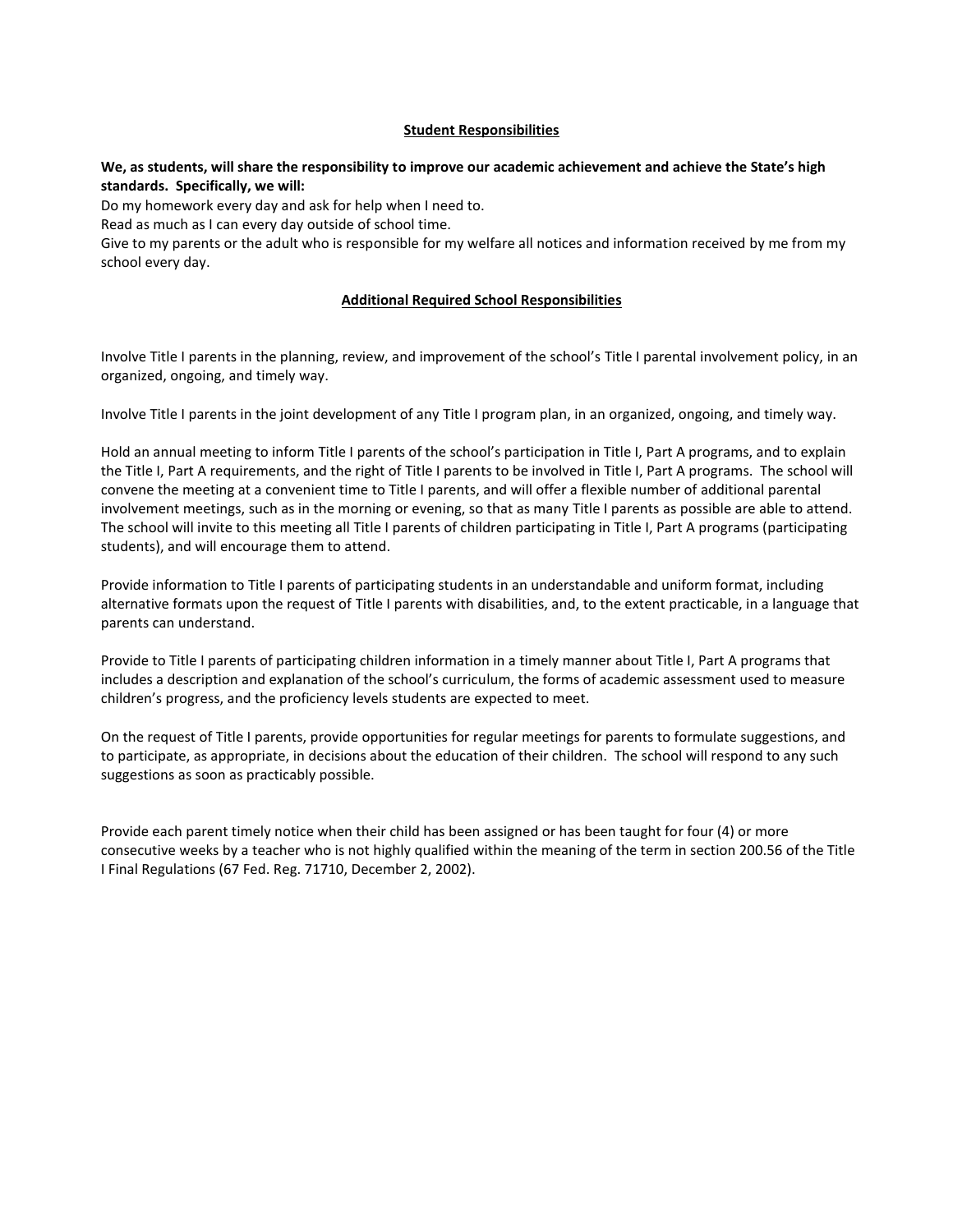## Student Responsibilities

**We, as students, will share the responsibility to improve our academic achievement and achieve the State's high standards. Specifically, we will:**

Do my homework every day and ask for help when I need to.

Read as much as I can every day outside of school time.

Give to my parents or the adult who is responsible for my welfare all notices and information received by me from my school every day.

## Additional Required School Responsibilities

Involve Title I parents in the planning, review, and improvement of the school's Title I parental involvement policy, in an organized, ongoing, and timely way.

Involve Title I parents in the joint development of any Title I program plan, in an organized, ongoing, and timely way.

Hold an annual meeting to inform Title I parents of the school's participation in Title I, Part A programs, and to explain the Title I, Part A requirements, and the right of Title I parents to be involved in Title I, Part A programs. The school will convene the meeting at a convenient time to Title I parents, and will offer a flexible number of additional parental involvement meetings, such as in the morning or evening, so that as many Title I parents as possible are able to attend. The school will invite to this meeting all Title I parents of children participating in Title I, Part A programs (participating students), and will encourage them to attend.

Provide information to Title I parents of participating students in an understandable and uniform format, including alternative formats upon the request of Title I parents with disabilities, and, to the extent practicable, in a language that parents can understand.

Provide to Title I parents of participating children information in a timely manner about Title I, Part A programs that includes a description and explanation of the school's curriculum, the forms of academic assessment used to measure children's progress, and the proficiency levels students are expected to meet.

On the request of Title I parents, provide opportunities for regular meetings for parents to formulate suggestions, and to participate, as appropriate, in decisions about the education of their children. The school will respond to any such suggestions as soon as practicably possible.

Provide each parent timely notice when their child has been assigned or has been taught for four (4) or more consecutive weeks by a teacher who is not highly qualified within the meaning of the term in section 200.56 of the Title I Final Regulations (67 Fed. Reg. 71710, December 2, 2002).